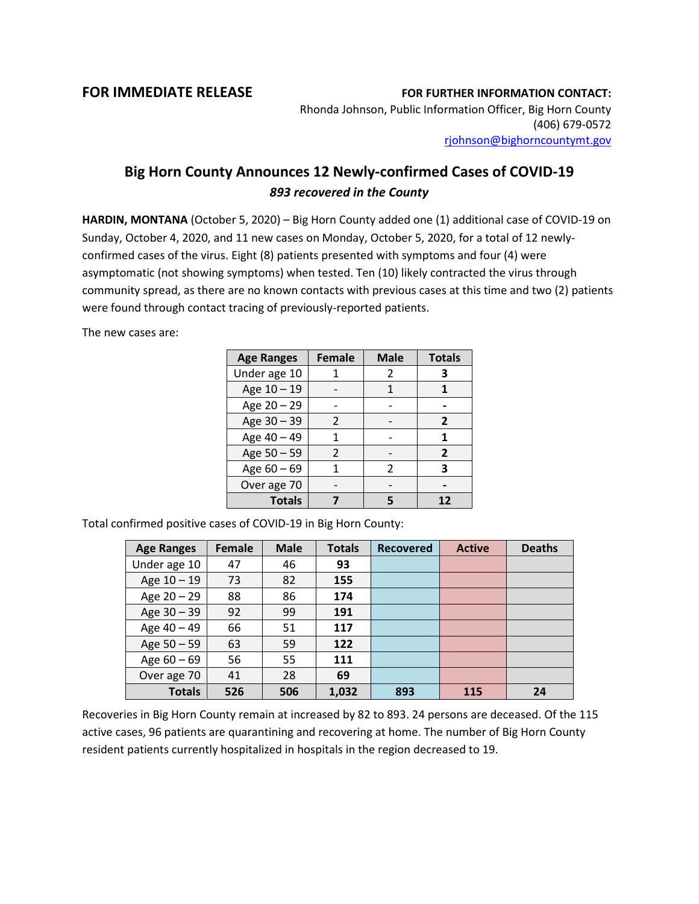**FOR IMMEDIATE RELEASE**

**FOR FURTHER INFORMATION CONTACT:**
Rhonda Johnson, Public Information Officer, Big Horn County
(406) 679-0572
rjohnson@bighorncountymt.gov

# Big Horn County Announces 12 Newly-confirmed Cases of COVID-19

***893 recovered in the County***

**HARDIN, MONTANA** (October 5, 2020) – Big Horn County added one (1) additional case of COVID-19 on Sunday, October 4, 2020, and 11 new cases on Monday, October 5, 2020, for a total of 12 newly-confirmed cases of the virus. Eight (8) patients presented with symptoms and four (4) were asymptomatic (not showing symptoms) when tested. Ten (10) likely contracted the virus through community spread, as there are no known contacts with previous cases at this time and two (2) patients were found through contact tracing of previously-reported patients.

The new cases are:

| Age Ranges | Female | Male | Totals |
|---|---|---|---|
| Under age 10 | 1 | 2 | **3** |
| Age 10 – 19 | - | 1 | **1** |
| Age 20 – 29 | - | - | **-** |
| Age 30 – 39 | 2 | - | **2** |
| Age 40 – 49 | 1 | - | **1** |
| Age 50 – 59 | 2 | - | **2** |
| Age 60 – 69 | 1 | 2 | **3** |
| Over age 70 | - | - | **-** |
| **Totals** | **7** | **5** | **12** |

Total confirmed positive cases of COVID-19 in Big Horn County:

| Age Ranges | Female | Male | Totals | Recovered | Active | Deaths |
|---|---|---|---|---|---|---|
| Under age 10 | 47 | 46 | **93** | | | |
| Age 10 – 19 | 73 | 82 | **155** | | | |
| Age 20 – 29 | 88 | 86 | **174** | | | |
| Age 30 – 39 | 92 | 99 | **191** | | | |
| Age 40 – 49 | 66 | 51 | **117** | | | |
| Age 50 – 59 | 63 | 59 | **122** | | | |
| Age 60 – 69 | 56 | 55 | **111** | | | |
| Over age 70 | 41 | 28 | **69** | | | |
| **Totals** | **526** | **506** | **1,032** | **893** | **115** | **24** |

Recoveries in Big Horn County remain at increased by 82 to 893. 24 persons are deceased. Of the 115 active cases, 96 patients are quarantining and recovering at home. The number of Big Horn County resident patients currently hospitalized in hospitals in the region decreased to 19.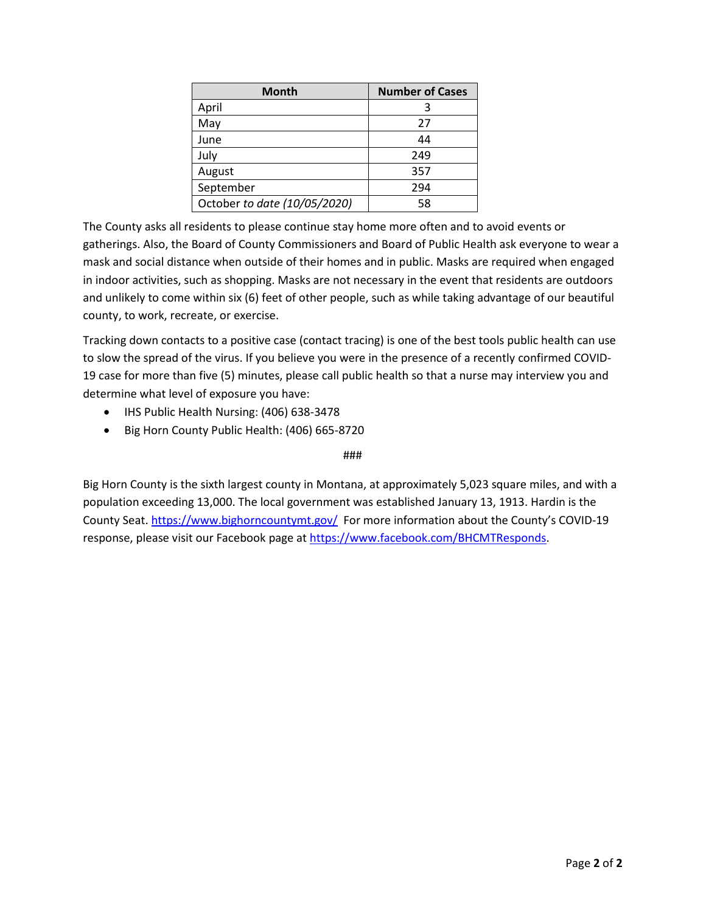| Month | Number of Cases |
|---|---|
| April | 3 |
| May | 27 |
| June | 44 |
| July | 249 |
| August | 357 |
| September | 294 |
| October *to date (10/05/2020)* | 58 |

The County asks all residents to please continue stay home more often and to avoid events or gatherings. Also, the Board of County Commissioners and Board of Public Health ask everyone to wear a mask and social distance when outside of their homes and in public. Masks are required when engaged in indoor activities, such as shopping. Masks are not necessary in the event that residents are outdoors and unlikely to come within six (6) feet of other people, such as while taking advantage of our beautiful county, to work, recreate, or exercise.

Tracking down contacts to a positive case (contact tracing) is one of the best tools public health can use to slow the spread of the virus. If you believe you were in the presence of a recently confirmed COVID-19 case for more than five (5) minutes, please call public health so that a nurse may interview you and determine what level of exposure you have:

- IHS Public Health Nursing: (406) 638-3478
- Big Horn County Public Health: (406) 665-8720

###

Big Horn County is the sixth largest county in Montana, at approximately 5,023 square miles, and with a population exceeding 13,000. The local government was established January 13, 1913. Hardin is the County Seat. [https://www.bighorncountymt.gov/](https://www.bighorncountymt.gov/) For more information about the County's COVID-19 response, please visit our Facebook page at [https://www.facebook.com/BHCMTResponds](https://www.facebook.com/BHCMTResponds).